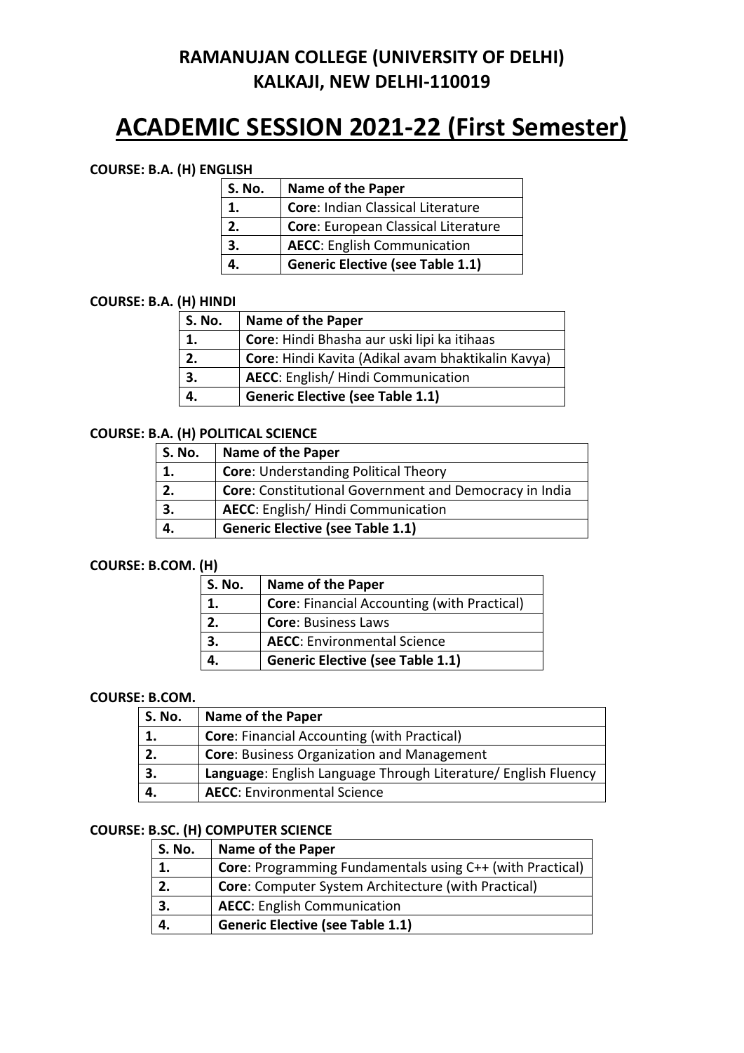## RAMANUJAN COLLEGE (UNIVERSITY OF DELHI)
## KALKAJI, NEW DELHI-110019

# ACADEMIC SESSION 2021-22 (First Semester)

**COURSE: B.A. (H) ENGLISH**

| S. No. | Name of the Paper |
|---|---|
| 1. | **Core**: Indian Classical Literature |
| 2. | **Core**: European Classical Literature |
| 3. | **AECC**: English Communication |
| 4. | **Generic Elective (see Table 1.1)** |

**COURSE: B.A. (H) HINDI**

| S. No. | Name of the Paper |
|---|---|
| 1. | **Core**: Hindi Bhasha aur uski lipi ka itihaas |
| 2. | **Core**: Hindi Kavita (Adikal avam bhaktikalin Kavya) |
| 3. | **AECC**: English/ Hindi Communication |
| 4. | **Generic Elective (see Table 1.1)** |

**COURSE: B.A. (H) POLITICAL SCIENCE**

| S. No. | Name of the Paper |
|---|---|
| 1. | **Core**: Understanding Political Theory |
| 2. | **Core**: Constitutional Government and Democracy in India |
| 3. | **AECC**: English/ Hindi Communication |
| 4. | **Generic Elective (see Table 1.1)** |

**COURSE: B.COM. (H)**

| S. No. | Name of the Paper |
|---|---|
| 1. | **Core**: Financial Accounting (with Practical) |
| 2. | **Core**: Business Laws |
| 3. | **AECC**: Environmental Science |
| 4. | **Generic Elective (see Table 1.1)** |

**COURSE: B.COM.**

| S. No. | Name of the Paper |
|---|---|
| 1. | **Core**: Financial Accounting (with Practical) |
| 2. | **Core**: Business Organization and Management |
| 3. | **Language**: English Language Through Literature/ English Fluency |
| 4. | **AECC**: Environmental Science |

**COURSE: B.SC. (H) COMPUTER SCIENCE**

| S. No. | Name of the Paper |
|---|---|
| 1. | **Core**: Programming Fundamentals using C++ (with Practical) |
| 2. | **Core**: Computer System Architecture (with Practical) |
| 3. | **AECC**: English Communication |
| 4. | **Generic Elective (see Table 1.1)** |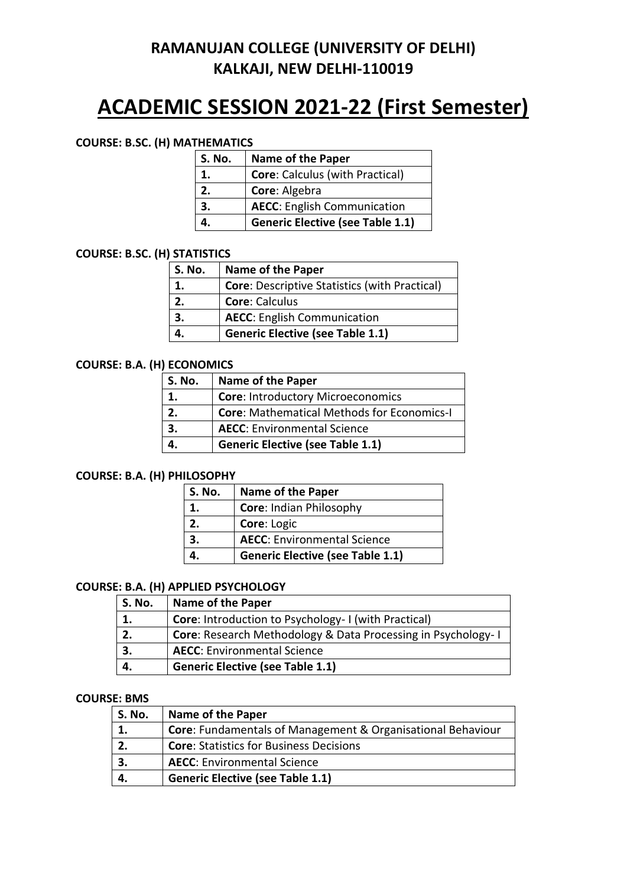# RAMANUJAN COLLEGE (UNIVERSITY OF DELHI)
# KALKAJI, NEW DELHI-110019

# ACADEMIC SESSION 2021-22 (First Semester)

**COURSE: B.SC. (H) MATHEMATICS**

| S. No. | Name of the Paper |
|---|---|
| 1. | **Core**: Calculus (with Practical) |
| 2. | **Core**: Algebra |
| 3. | **AECC**: English Communication |
| 4. | **Generic Elective (see Table 1.1)** |

**COURSE: B.SC. (H) STATISTICS**

| S. No. | Name of the Paper |
|---|---|
| 1. | **Core**: Descriptive Statistics (with Practical) |
| 2. | **Core**: Calculus |
| 3. | **AECC**: English Communication |
| 4. | **Generic Elective (see Table 1.1)** |

**COURSE: B.A. (H) ECONOMICS**

| S. No. | Name of the Paper |
|---|---|
| 1. | **Core**: Introductory Microeconomics |
| 2. | **Core**: Mathematical Methods for Economics-I |
| 3. | **AECC**: Environmental Science |
| 4. | **Generic Elective (see Table 1.1)** |

**COURSE: B.A. (H) PHILOSOPHY**

| S. No. | Name of the Paper |
|---|---|
| 1. | **Core**: Indian Philosophy |
| 2. | **Core**: Logic |
| 3. | **AECC**: Environmental Science |
| 4. | **Generic Elective (see Table 1.1)** |

**COURSE: B.A. (H) APPLIED PSYCHOLOGY**

| S. No. | Name of the Paper |
|---|---|
| 1. | **Core**: Introduction to Psychology- I (with Practical) |
| 2. | **Core**: Research Methodology & Data Processing in Psychology- I |
| 3. | **AECC**: Environmental Science |
| 4. | **Generic Elective (see Table 1.1)** |

**COURSE: BMS**

| S. No. | Name of the Paper |
|---|---|
| 1. | **Core**: Fundamentals of Management & Organisational Behaviour |
| 2. | **Core**: Statistics for Business Decisions |
| 3. | **AECC**: Environmental Science |
| 4. | **Generic Elective (see Table 1.1)** |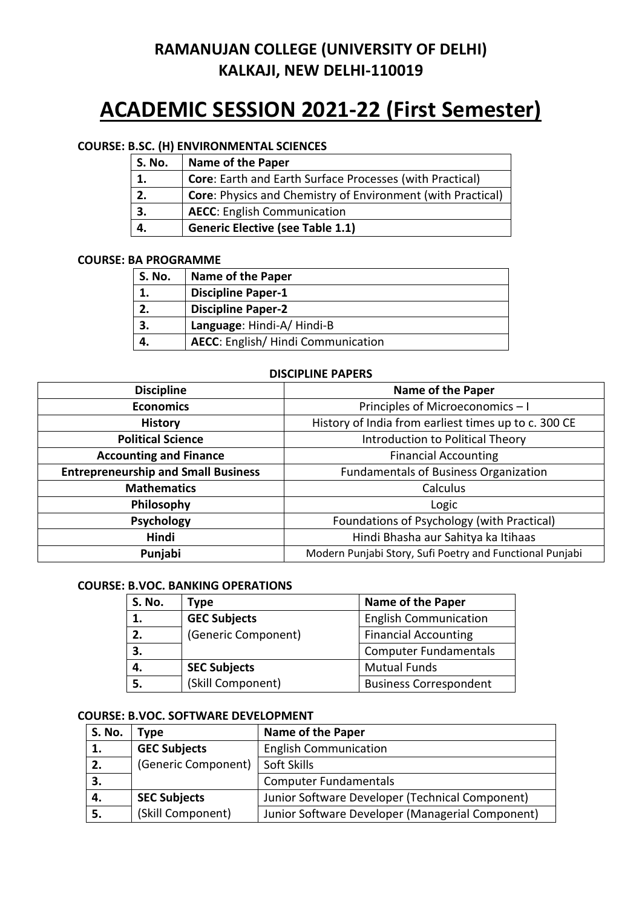## RAMANUJAN COLLEGE (UNIVERSITY OF DELHI)
## KALKAJI, NEW DELHI-110019

# ACADEMIC SESSION 2021-22 (First Semester)

### COURSE: B.SC. (H) ENVIRONMENTAL SCIENCES

| S. No. | Name of the Paper |
|---|---|
| 1. | **Core**: Earth and Earth Surface Processes (with Practical) |
| 2. | **Core**: Physics and Chemistry of Environment (with Practical) |
| 3. | **AECC**: English Communication |
| 4. | **Generic Elective (see Table 1.1)** |

### COURSE: BA PROGRAMME

| S. No. | Name of the Paper |
|---|---|
| 1. | **Discipline Paper-1** |
| 2. | **Discipline Paper-2** |
| 3. | **Language**: Hindi-A/ Hindi-B |
| 4. | **AECC**: English/ Hindi Communication |

### DISCIPLINE PAPERS

| Discipline | Name of the Paper |
|---|---|
| **Economics** | Principles of Microeconomics – I |
| **History** | History of India from earliest times up to c. 300 CE |
| **Political Science** | Introduction to Political Theory |
| **Accounting and Finance** | Financial Accounting |
| **Entrepreneurship and Small Business** | Fundamentals of Business Organization |
| **Mathematics** | Calculus |
| **Philosophy** | Logic |
| **Psychology** | Foundations of Psychology (with Practical) |
| **Hindi** | Hindi Bhasha aur Sahitya ka Itihaas |
| **Punjabi** | Modern Punjabi Story, Sufi Poetry and Functional Punjabi |

### COURSE: B.VOC. BANKING OPERATIONS

| S. No. | Type | Name of the Paper |
|---|---|---|
| 1. | **GEC Subjects** (Generic Component) | English Communication |
| 2. | | Financial Accounting |
| 3. | | Computer Fundamentals |
| 4. | **SEC Subjects** (Skill Component) | Mutual Funds |
| 5. | | Business Correspondent |

### COURSE: B.VOC. SOFTWARE DEVELOPMENT

| S. No. | Type | Name of the Paper |
|---|---|---|
| 1. | **GEC Subjects** (Generic Component) | English Communication |
| 2. | | Soft Skills |
| 3. | | Computer Fundamentals |
| 4. | **SEC Subjects** (Skill Component) | Junior Software Developer (Technical Component) |
| 5. | | Junior Software Developer (Managerial Component) |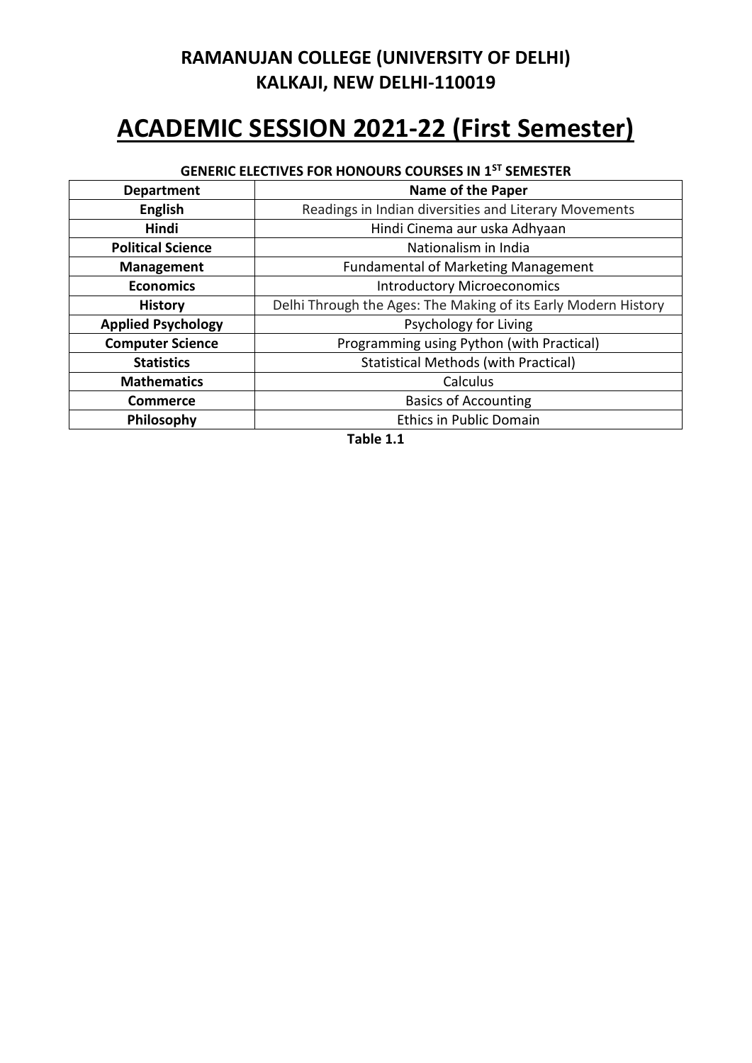**RAMANUJAN COLLEGE (UNIVERSITY OF DELHI)**
**KALKAJI, NEW DELHI-110019**

# ACADEMIC SESSION 2021-22 (First Semester)

**GENERIC ELECTIVES FOR HONOURS COURSES IN 1ST SEMESTER**

| Department | Name of the Paper |
|---|---|
| **English** | Readings in Indian diversities and Literary Movements |
| **Hindi** | Hindi Cinema aur uska Adhyaan |
| **Political Science** | Nationalism in India |
| **Management** | Fundamental of Marketing Management |
| **Economics** | Introductory Microeconomics |
| **History** | Delhi Through the Ages: The Making of its Early Modern History |
| **Applied Psychology** | Psychology for Living |
| **Computer Science** | Programming using Python (with Practical) |
| **Statistics** | Statistical Methods (with Practical) |
| **Mathematics** | Calculus |
| **Commerce** | Basics of Accounting |
| **Philosophy** | Ethics in Public Domain |

**Table 1.1**